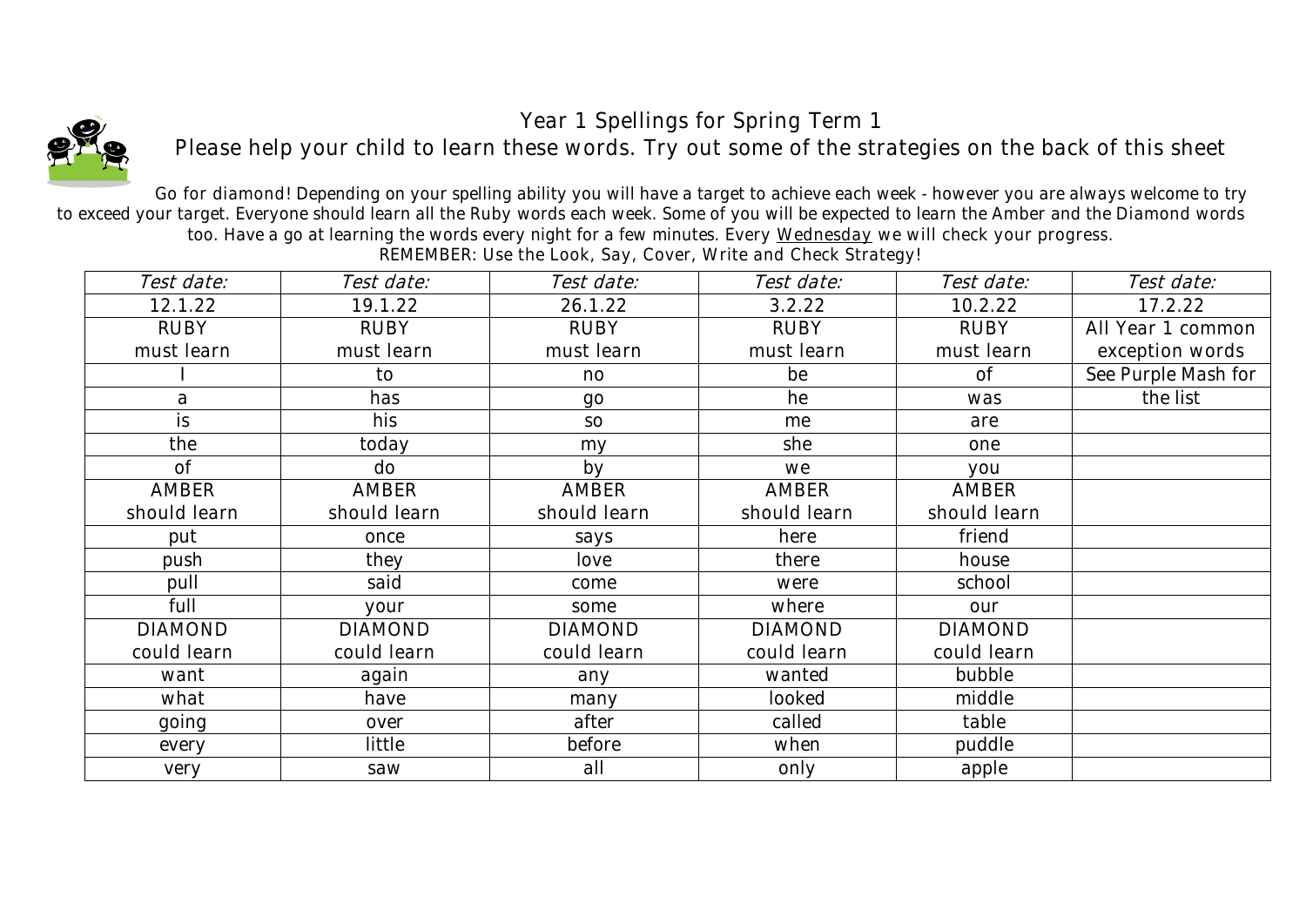# Year 1 Spellings for Spring Term 1

## Please help your child to learn these words. Try out some of the strategies on the back of this sheet

Go for diamond! Depending on your spelling ability you will have a target to achieve each week - however you are always welcome to try to exceed your target. Everyone should learn all the Ruby words each week. Some of you will be expected to learn the Amber and the Diamond words too. Have a go at learning the words every night for a few minutes. Every Wednesday we will check your progress.

REMEMBER: Use the Look, Say, Cover, Write and Check Strategy!

| *Test date:* | *Test date:* | *Test date:* | *Test date:* | *Test date:* | *Test date:* |
|---|---|---|---|---|---|
| 12.1.22 | 19.1.22 | 26.1.22 | 3.2.22 | 10.2.22 | 17.2.22 |
| RUBY must learn | RUBY must learn | RUBY must learn | RUBY must learn | RUBY must learn | All Year 1 common exception words |
| I | to | no | be | of | See Purple Mash for the list |
| a | has | go | he | was | |
| is | his | so | me | are | |
| the | today | my | she | one | |
| of | do | by | we | you | |
| AMBER should learn | AMBER should learn | AMBER should learn | AMBER should learn | AMBER should learn | |
| put | once | says | here | friend | |
| push | they | love | there | house | |
| pull | said | come | were | school | |
| full | your | some | where | our | |
| DIAMOND could learn | DIAMOND could learn | DIAMOND could learn | DIAMOND could learn | DIAMOND could learn | |
| want | again | any | wanted | bubble | |
| what | have | many | looked | middle | |
| going | over | after | called | table | |
| every | little | before | when | puddle | |
| very | saw | all | only | apple | |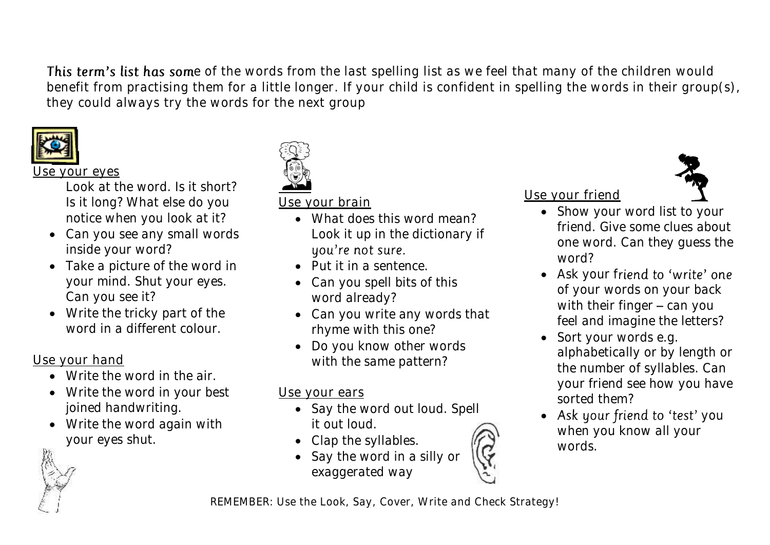This term's list has some of the words from the last spelling list as we feel that many of the children would benefit from practising them for a little longer. If your child is confident in spelling the words in their group(s), they could always try the words for the next group

Use your eyes

Look at the word. Is it short? Is it long? What else do you notice when you look at it?

- Can you see any small words inside your word?
- Take a picture of the word in your mind. Shut your eyes. Can you see it?
- Write the tricky part of the word in a different colour.

Use your hand

- Write the word in the air.
- Write the word in your best joined handwriting.
- Write the word again with your eyes shut.

Use your brain

- What does this word mean? Look it up in the dictionary if you're not sure.
- Put it in a sentence.
- Can you spell bits of this word already?
- Can you write any words that rhyme with this one?
- Do you know other words with the same pattern?

Use your ears

- Say the word out loud. Spell it out loud.
- Clap the syllables.
- Say the word in a silly or exaggerated way

Use your friend

- Show your word list to your friend. Give some clues about one word. Can they guess the word?
- Ask your friend to 'write' one of your words on your back with their finger – can you feel and imagine the letters?
- Sort your words e.g. alphabetically or by length or the number of syllables. Can your friend see how you have sorted them?
- Ask your friend to 'test' you when you know all your words.

REMEMBER: Use the Look, Say, Cover, Write and Check Strategy!